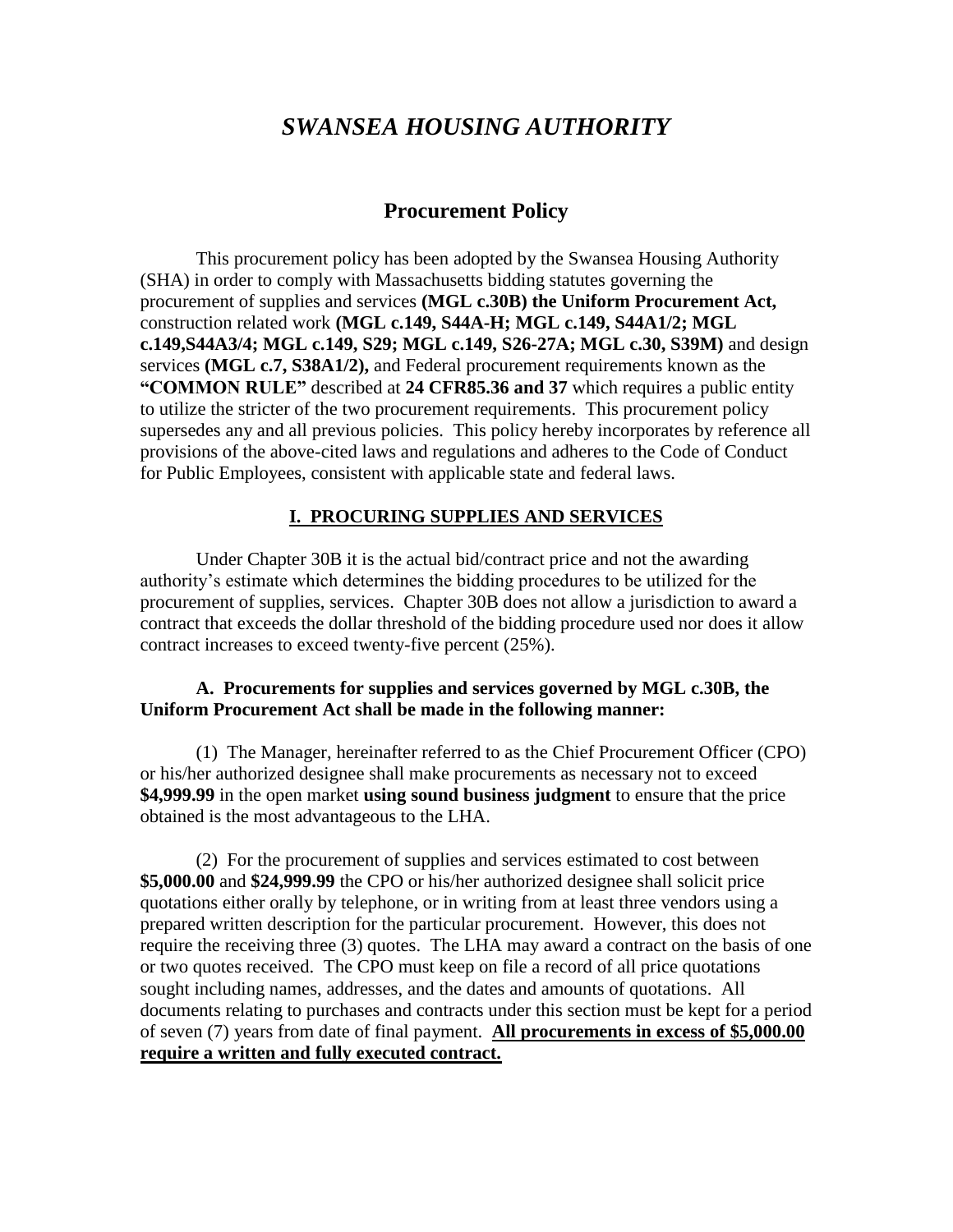# *SWANSEA HOUSING AUTHORITY*

## Procurement Policy

This procurement policy has been adopted by the Swansea Housing Authority (SHA) in order to comply with Massachusetts bidding statutes governing the procurement of supplies and services **(MGL c.30B) the Uniform Procurement Act,** construction related work **(MGL c.149, S44A-H; MGL c.149, S44A1/2; MGL c.149,S44A3/4; MGL c.149, S29; MGL c.149, S26-27A; MGL c.30, S39M)** and design services **(MGL c.7, S38A1/2),** and Federal procurement requirements known as the **"COMMON RULE"** described at **24 CFR85.36 and 37** which requires a public entity to utilize the stricter of the two procurement requirements. This procurement policy supersedes any and all previous policies. This policy hereby incorporates by reference all provisions of the above-cited laws and regulations and adheres to the Code of Conduct for Public Employees, consistent with applicable state and federal laws.

### I. PROCURING SUPPLIES AND SERVICES

Under Chapter 30B it is the actual bid/contract price and not the awarding authority's estimate which determines the bidding procedures to be utilized for the procurement of supplies, services. Chapter 30B does not allow a jurisdiction to award a contract that exceeds the dollar threshold of the bidding procedure used nor does it allow contract increases to exceed twenty-five percent (25%).

**A. Procurements for supplies and services governed by MGL c.30B, the Uniform Procurement Act shall be made in the following manner:**

(1) The Manager, hereinafter referred to as the Chief Procurement Officer (CPO) or his/her authorized designee shall make procurements as necessary not to exceed **$4,999.99** in the open market **using sound business judgment** to ensure that the price obtained is the most advantageous to the LHA.

(2) For the procurement of supplies and services estimated to cost between **$5,000.00** and **$24,999.99** the CPO or his/her authorized designee shall solicit price quotations either orally by telephone, or in writing from at least three vendors using a prepared written description for the particular procurement. However, this does not require the receiving three (3) quotes. The LHA may award a contract on the basis of one or two quotes received. The CPO must keep on file a record of all price quotations sought including names, addresses, and the dates and amounts of quotations. All documents relating to purchases and contracts under this section must be kept for a period of seven (7) years from date of final payment. **All procurements in excess of $5,000.00 require a written and fully executed contract.**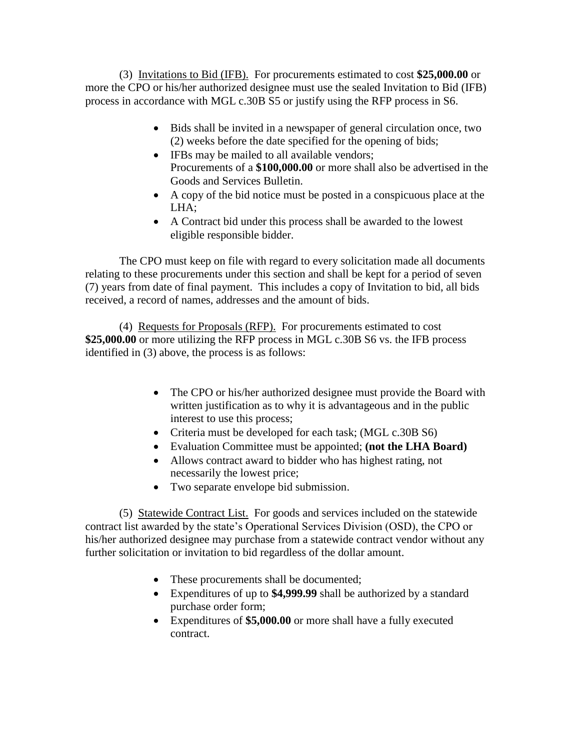(3) Invitations to Bid (IFB). For procurements estimated to cost **$25,000.00** or more the CPO or his/her authorized designee must use the sealed Invitation to Bid (IFB) process in accordance with MGL c.30B S5 or justify using the RFP process in S6.

- Bids shall be invited in a newspaper of general circulation once, two (2) weeks before the date specified for the opening of bids;
- IFBs may be mailed to all available vendors;
  Procurements of a **$100,000.00** or more shall also be advertised in the Goods and Services Bulletin.
- A copy of the bid notice must be posted in a conspicuous place at the LHA;
- A Contract bid under this process shall be awarded to the lowest eligible responsible bidder.

The CPO must keep on file with regard to every solicitation made all documents relating to these procurements under this section and shall be kept for a period of seven (7) years from date of final payment. This includes a copy of Invitation to bid, all bids received, a record of names, addresses and the amount of bids.

(4) Requests for Proposals (RFP). For procurements estimated to cost **$25,000.00** or more utilizing the RFP process in MGL c.30B S6 vs. the IFB process identified in (3) above, the process is as follows:

- The CPO or his/her authorized designee must provide the Board with written justification as to why it is advantageous and in the public interest to use this process;
- Criteria must be developed for each task; (MGL c.30B S6)
- Evaluation Committee must be appointed; **(not the LHA Board)**
- Allows contract award to bidder who has highest rating, not necessarily the lowest price;
- Two separate envelope bid submission.

(5) Statewide Contract List. For goods and services included on the statewide contract list awarded by the state's Operational Services Division (OSD), the CPO or his/her authorized designee may purchase from a statewide contract vendor without any further solicitation or invitation to bid regardless of the dollar amount.

- These procurements shall be documented;
- Expenditures of up to **$4,999.99** shall be authorized by a standard purchase order form;
- Expenditures of **$5,000.00** or more shall have a fully executed contract.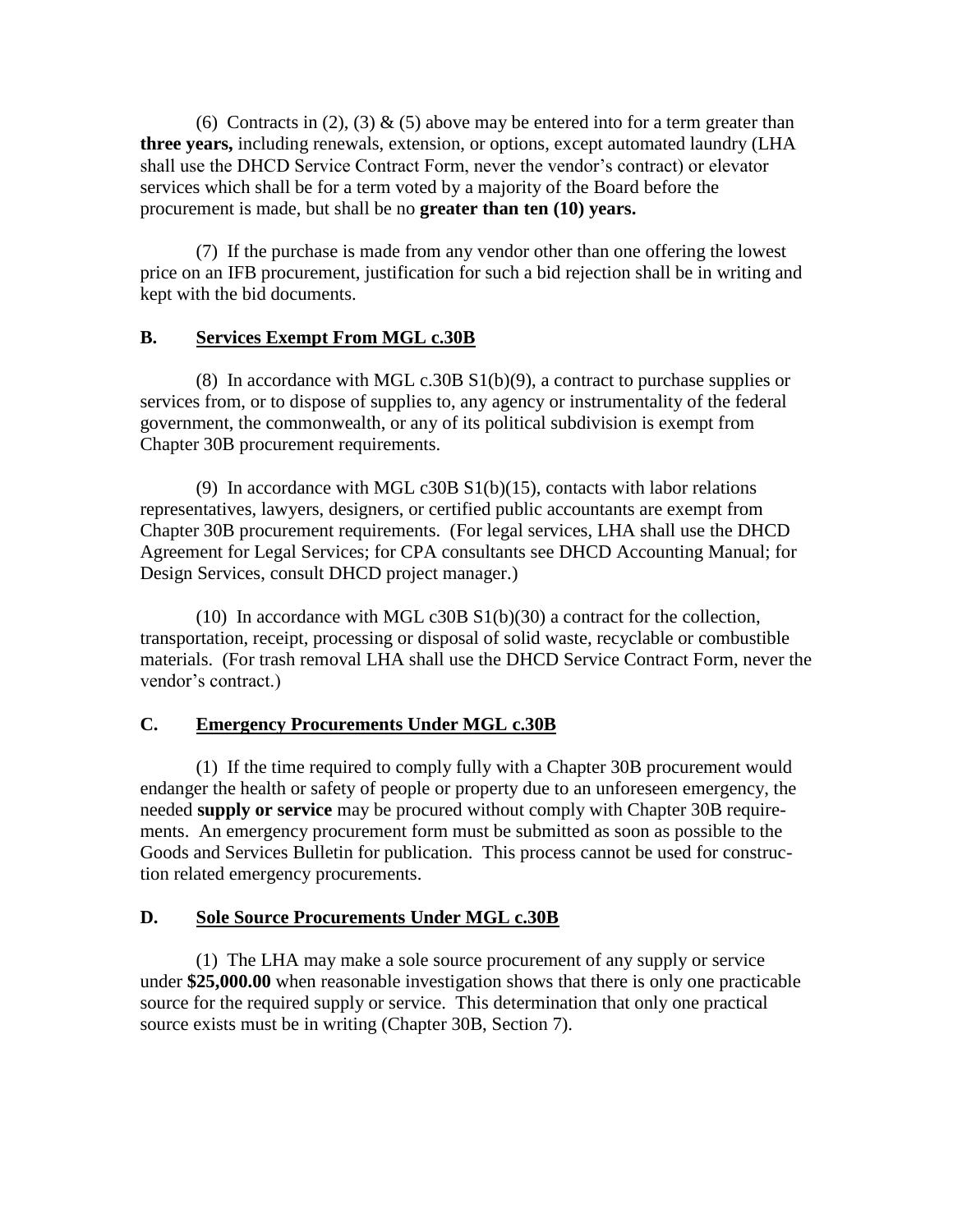(6) Contracts in (2), (3) & (5) above may be entered into for a term greater than **three years,** including renewals, extension, or options, except automated laundry (LHA shall use the DHCD Service Contract Form, never the vendor's contract) or elevator services which shall be for a term voted by a majority of the Board before the procurement is made, but shall be no **greater than ten (10) years.**

(7) If the purchase is made from any vendor other than one offering the lowest price on an IFB procurement, justification for such a bid rejection shall be in writing and kept with the bid documents.

## B. Services Exempt From MGL c.30B

(8) In accordance with MGL c.30B S1(b)(9), a contract to purchase supplies or services from, or to dispose of supplies to, any agency or instrumentality of the federal government, the commonwealth, or any of its political subdivision is exempt from Chapter 30B procurement requirements.

(9) In accordance with MGL c30B S1(b)(15), contacts with labor relations representatives, lawyers, designers, or certified public accountants are exempt from Chapter 30B procurement requirements. (For legal services, LHA shall use the DHCD Agreement for Legal Services; for CPA consultants see DHCD Accounting Manual; for Design Services, consult DHCD project manager.)

(10) In accordance with MGL c30B S1(b)(30) a contract for the collection, transportation, receipt, processing or disposal of solid waste, recyclable or combustible materials. (For trash removal LHA shall use the DHCD Service Contract Form, never the vendor's contract.)

## C. Emergency Procurements Under MGL c.30B

(1) If the time required to comply fully with a Chapter 30B procurement would endanger the health or safety of people or property due to an unforeseen emergency, the needed **supply or service** may be procured without comply with Chapter 30B requirements. An emergency procurement form must be submitted as soon as possible to the Goods and Services Bulletin for publication. This process cannot be used for construction related emergency procurements.

## D. Sole Source Procurements Under MGL c.30B

(1) The LHA may make a sole source procurement of any supply or service under **$25,000.00** when reasonable investigation shows that there is only one practicable source for the required supply or service. This determination that only one practical source exists must be in writing (Chapter 30B, Section 7).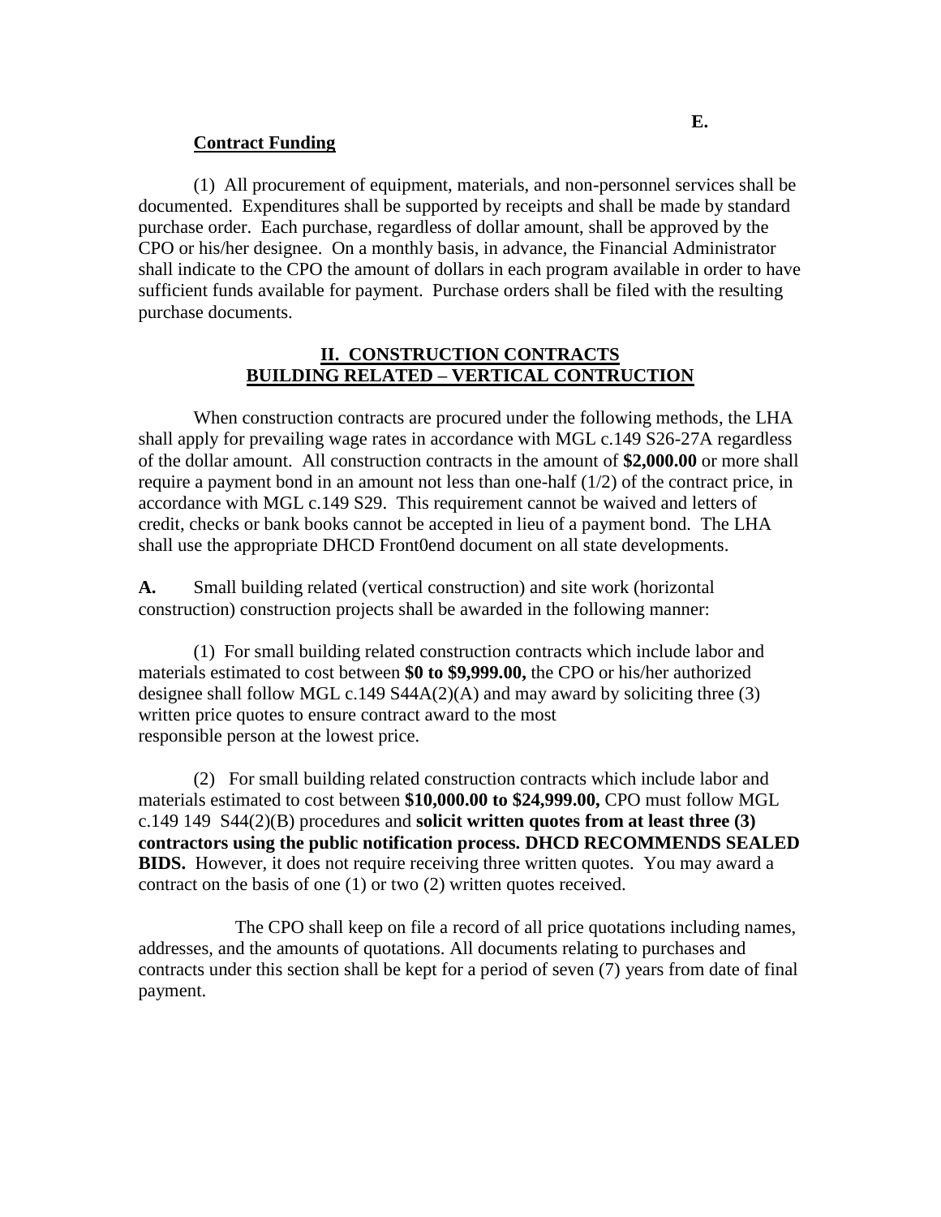**E. Contract Funding**

(1) All procurement of equipment, materials, and non-personnel services shall be documented. Expenditures shall be supported by receipts and shall be made by standard purchase order. Each purchase, regardless of dollar amount, shall be approved by the CPO or his/her designee. On a monthly basis, in advance, the Financial Administrator shall indicate to the CPO the amount of dollars in each program available in order to have sufficient funds available for payment. Purchase orders shall be filed with the resulting purchase documents.

## II. CONSTRUCTION CONTRACTS BUILDING RELATED – VERTICAL CONTRUCTION

When construction contracts are procured under the following methods, the LHA shall apply for prevailing wage rates in accordance with MGL c.149 S26-27A regardless of the dollar amount. All construction contracts in the amount of **$2,000.00** or more shall require a payment bond in an amount not less than one-half (1/2) of the contract price, in accordance with MGL c.149 S29. This requirement cannot be waived and letters of credit, checks or bank books cannot be accepted in lieu of a payment bond. The LHA shall use the appropriate DHCD Front0end document on all state developments.

**A.** Small building related (vertical construction) and site work (horizontal construction) construction projects shall be awarded in the following manner:

(1) For small building related construction contracts which include labor and materials estimated to cost between **$0 to $9,999.00,** the CPO or his/her authorized designee shall follow MGL c.149 S44A(2)(A) and may award by soliciting three (3) written price quotes to ensure contract award to the most responsible person at the lowest price.

(2) For small building related construction contracts which include labor and materials estimated to cost between **$10,000.00 to $24,999.00,** CPO must follow MGL c.149 149 S44(2)(B) procedures and **solicit written quotes from at least three (3) contractors using the public notification process. DHCD RECOMMENDS SEALED BIDS.** However, it does not require receiving three written quotes. You may award a contract on the basis of one (1) or two (2) written quotes received.

The CPO shall keep on file a record of all price quotations including names, addresses, and the amounts of quotations. All documents relating to purchases and contracts under this section shall be kept for a period of seven (7) years from date of final payment.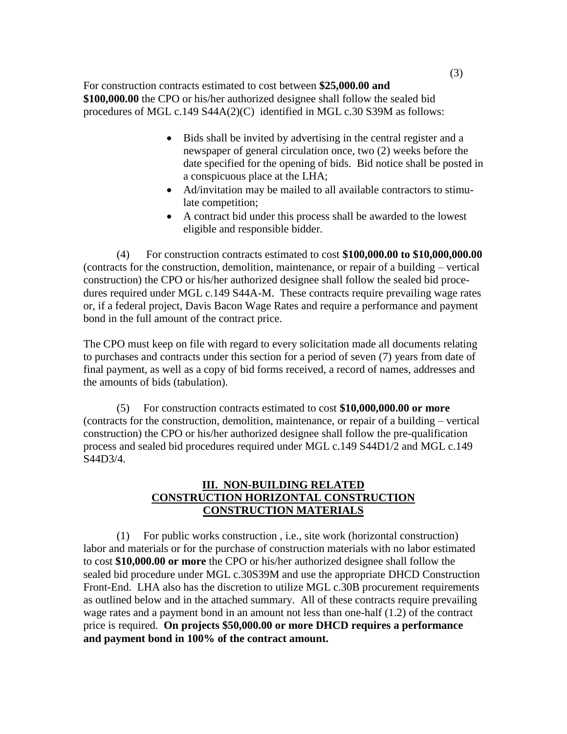(3)

For construction contracts estimated to cost between **$25,000.00 and $100,000.00** the CPO or his/her authorized designee shall follow the sealed bid procedures of MGL c.149 S44A(2)(C) identified in MGL c.30 S39M as follows:

- Bids shall be invited by advertising in the central register and a newspaper of general circulation once, two (2) weeks before the date specified for the opening of bids. Bid notice shall be posted in a conspicuous place at the LHA;
- Ad/invitation may be mailed to all available contractors to stimulate competition;
- A contract bid under this process shall be awarded to the lowest eligible and responsible bidder.

(4) For construction contracts estimated to cost **$100,000.00 to $10,000,000.00** (contracts for the construction, demolition, maintenance, or repair of a building – vertical construction) the CPO or his/her authorized designee shall follow the sealed bid procedures required under MGL c.149 S44A-M. These contracts require prevailing wage rates or, if a federal project, Davis Bacon Wage Rates and require a performance and payment bond in the full amount of the contract price.

The CPO must keep on file with regard to every solicitation made all documents relating to purchases and contracts under this section for a period of seven (7) years from date of final payment, as well as a copy of bid forms received, a record of names, addresses and the amounts of bids (tabulation).

(5) For construction contracts estimated to cost **$10,000,000.00 or more** (contracts for the construction, demolition, maintenance, or repair of a building – vertical construction) the CPO or his/her authorized designee shall follow the pre-qualification process and sealed bid procedures required under MGL c.149 S44D1/2 and MGL c.149 S44D3/4.

## III. NON-BUILDING RELATED CONSTRUCTION HORIZONTAL CONSTRUCTION CONSTRUCTION MATERIALS

(1) For public works construction , i.e., site work (horizontal construction) labor and materials or for the purchase of construction materials with no labor estimated to cost **$10,000.00 or more** the CPO or his/her authorized designee shall follow the sealed bid procedure under MGL c.30S39M and use the appropriate DHCD Construction Front-End. LHA also has the discretion to utilize MGL c.30B procurement requirements as outlined below and in the attached summary. All of these contracts require prevailing wage rates and a payment bond in an amount not less than one-half (1.2) of the contract price is required. **On projects $50,000.00 or more DHCD requires a performance and payment bond in 100% of the contract amount.**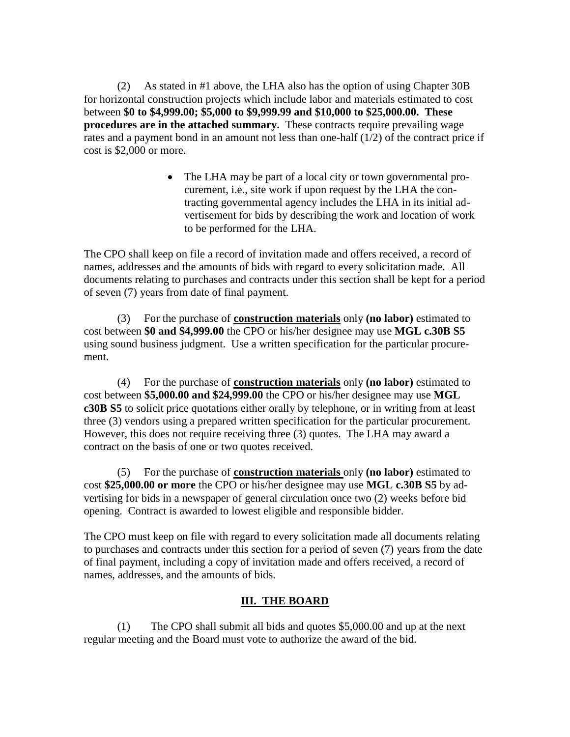(2) As stated in #1 above, the LHA also has the option of using Chapter 30B for horizontal construction projects which include labor and materials estimated to cost between **$0 to $4,999.00; $5,000 to $9,999.99 and $10,000 to $25,000.00. These procedures are in the attached summary.** These contracts require prevailing wage rates and a payment bond in an amount not less than one-half (1/2) of the contract price if cost is $2,000 or more.

- The LHA may be part of a local city or town governmental procurement, i.e., site work if upon request by the LHA the contracting governmental agency includes the LHA in its initial advertisement for bids by describing the work and location of work to be performed for the LHA.

The CPO shall keep on file a record of invitation made and offers received, a record of names, addresses and the amounts of bids with regard to every solicitation made. All documents relating to purchases and contracts under this section shall be kept for a period of seven (7) years from date of final payment.

(3) For the purchase of **construction materials** only **(no labor)** estimated to cost between **$0 and $4,999.00** the CPO or his/her designee may use **MGL c.30B S5** using sound business judgment. Use a written specification for the particular procurement.

(4) For the purchase of **construction materials** only **(no labor)** estimated to cost between **$5,000.00 and $24,999.00** the CPO or his/her designee may use **MGL c30B S5** to solicit price quotations either orally by telephone, or in writing from at least three (3) vendors using a prepared written specification for the particular procurement. However, this does not require receiving three (3) quotes. The LHA may award a contract on the basis of one or two quotes received.

(5) For the purchase of **construction materials** only **(no labor)** estimated to cost **$25,000.00 or more** the CPO or his/her designee may use **MGL c.30B S5** by advertising for bids in a newspaper of general circulation once two (2) weeks before bid opening. Contract is awarded to lowest eligible and responsible bidder.

The CPO must keep on file with regard to every solicitation made all documents relating to purchases and contracts under this section for a period of seven (7) years from the date of final payment, including a copy of invitation made and offers received, a record of names, addresses, and the amounts of bids.

## III. THE BOARD

(1) The CPO shall submit all bids and quotes $5,000.00 and up at the next regular meeting and the Board must vote to authorize the award of the bid.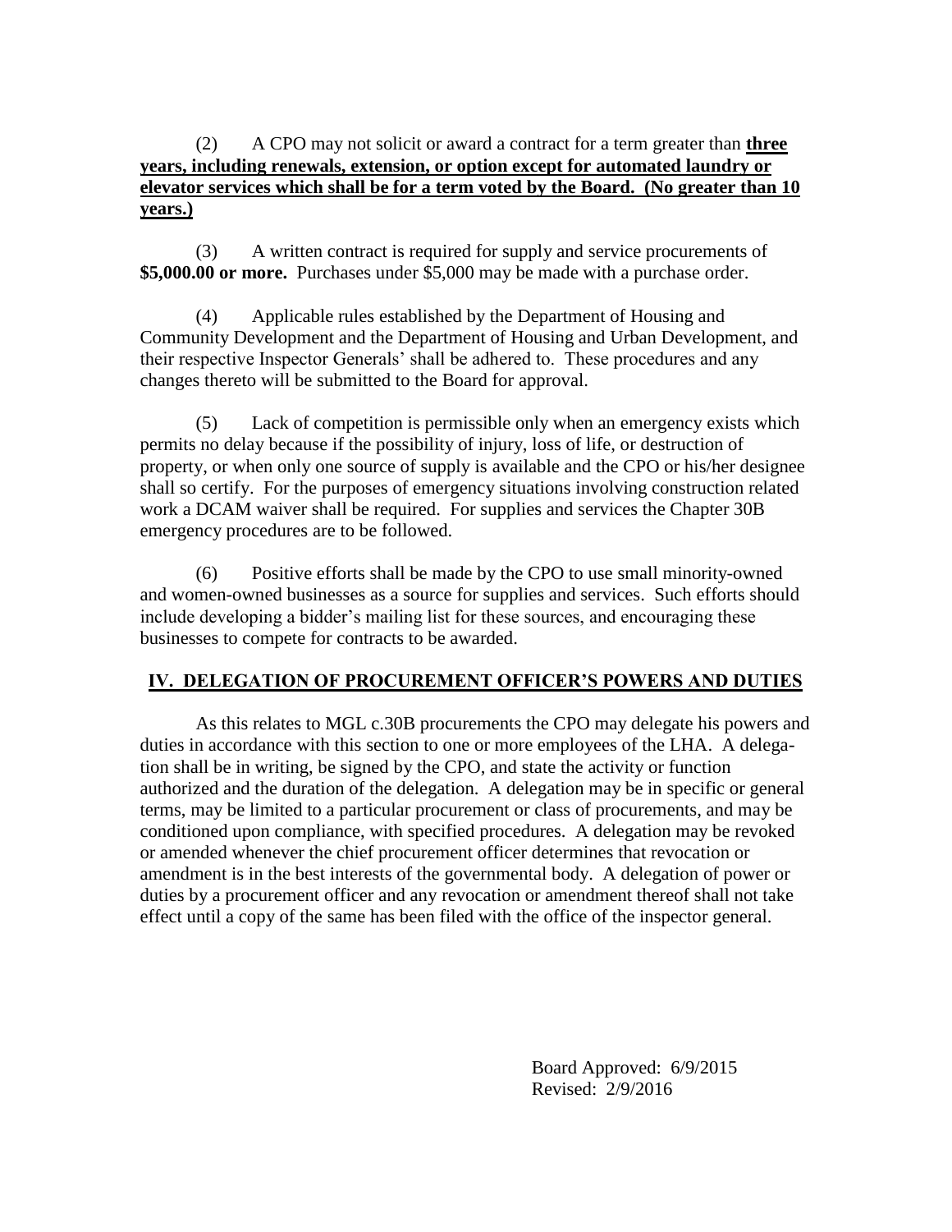(2) A CPO may not solicit or award a contract for a term greater than **three years, including renewals, extension, or option except for automated laundry or elevator services which shall be for a term voted by the Board. (No greater than 10 years.)**

(3) A written contract is required for supply and service procurements of **$5,000.00 or more.** Purchases under $5,000 may be made with a purchase order.

(4) Applicable rules established by the Department of Housing and Community Development and the Department of Housing and Urban Development, and their respective Inspector Generals' shall be adhered to. These procedures and any changes thereto will be submitted to the Board for approval.

(5) Lack of competition is permissible only when an emergency exists which permits no delay because if the possibility of injury, loss of life, or destruction of property, or when only one source of supply is available and the CPO or his/her designee shall so certify. For the purposes of emergency situations involving construction related work a DCAM waiver shall be required. For supplies and services the Chapter 30B emergency procedures are to be followed.

(6) Positive efforts shall be made by the CPO to use small minority-owned and women-owned businesses as a source for supplies and services. Such efforts should include developing a bidder's mailing list for these sources, and encouraging these businesses to compete for contracts to be awarded.

## IV. DELEGATION OF PROCUREMENT OFFICER'S POWERS AND DUTIES

As this relates to MGL c.30B procurements the CPO may delegate his powers and duties in accordance with this section to one or more employees of the LHA. A delegation shall be in writing, be signed by the CPO, and state the activity or function authorized and the duration of the delegation. A delegation may be in specific or general terms, may be limited to a particular procurement or class of procurements, and may be conditioned upon compliance, with specified procedures. A delegation may be revoked or amended whenever the chief procurement officer determines that revocation or amendment is in the best interests of the governmental body. A delegation of power or duties by a procurement officer and any revocation or amendment thereof shall not take effect until a copy of the same has been filed with the office of the inspector general.

Board Approved: 6/9/2015
Revised: 2/9/2016